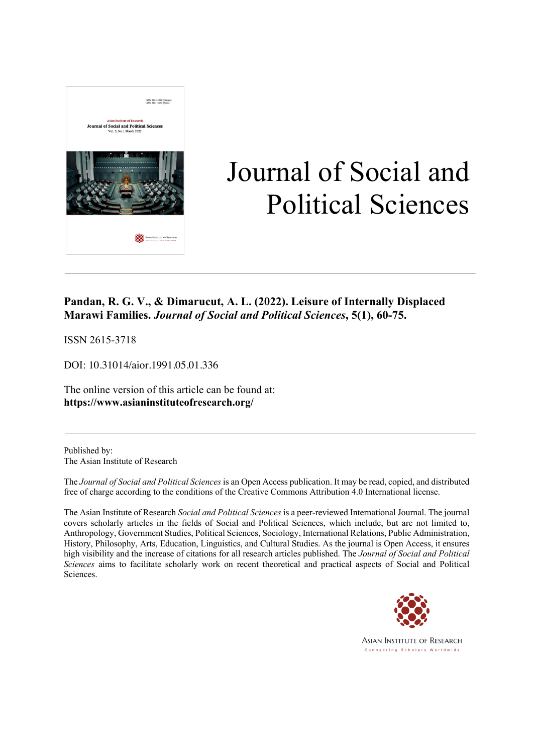# Journal of Social and Political Sciences

**Pandan, R. G. V., & Dimarucut, A. L. (2022). Leisure of Internally Displaced Marawi Families. *Journal of Social and Political Sciences*, 5(1), 60-75.**

ISSN 2615-3718

DOI: 10.31014/aior.1991.05.01.336

The online version of this article can be found at:
**https://www.asianinstituteofresearch.org/**

Published by:
The Asian Institute of Research

The *Journal of Social and Political Sciences* is an Open Access publication. It may be read, copied, and distributed free of charge according to the conditions of the Creative Commons Attribution 4.0 International license.

The Asian Institute of Research *Social and Political Sciences* is a peer-reviewed International Journal. The journal covers scholarly articles in the fields of Social and Political Sciences, which include, but are not limited to, Anthropology, Government Studies, Political Sciences, Sociology, International Relations, Public Administration, History, Philosophy, Arts, Education, Linguistics, and Cultural Studies. As the journal is Open Access, it ensures high visibility and the increase of citations for all research articles published. The *Journal of Social and Political Sciences* aims to facilitate scholarly work on recent theoretical and practical aspects of Social and Political Sciences.

Asian Institute of Research
Connecting Scholars Worldwide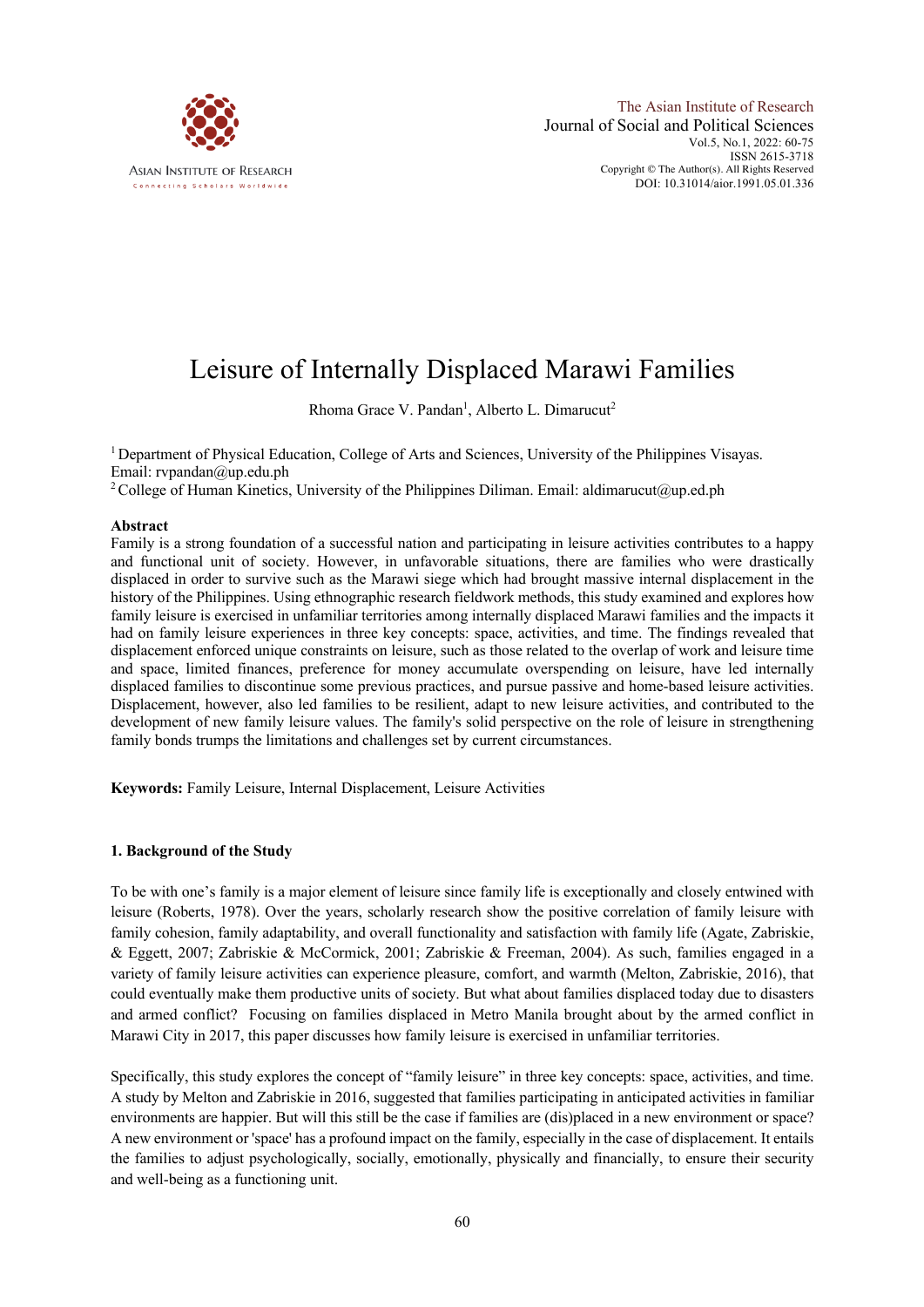# Leisure of Internally Displaced Marawi Families

Rhoma Grace V. Pandan[1], Alberto L. Dimarucut[2]

[1] Department of Physical Education, College of Arts and Sciences, University of the Philippines Visayas. Email: rvpandan@up.edu.ph

[2] College of Human Kinetics, University of the Philippines Diliman. Email: aldimarucut@up.ed.ph

### Abstract

Family is a strong foundation of a successful nation and participating in leisure activities contributes to a happy and functional unit of society. However, in unfavorable situations, there are families who were drastically displaced in order to survive such as the Marawi siege which had brought massive internal displacement in the history of the Philippines. Using ethnographic research fieldwork methods, this study examined and explores how family leisure is exercised in unfamiliar territories among internally displaced Marawi families and the impacts it had on family leisure experiences in three key concepts: space, activities, and time. The findings revealed that displacement enforced unique constraints on leisure, such as those related to the overlap of work and leisure time and space, limited finances, preference for money accumulate overspending on leisure, have led internally displaced families to discontinue some previous practices, and pursue passive and home-based leisure activities. Displacement, however, also led families to be resilient, adapt to new leisure activities, and contributed to the development of new family leisure values. The family's solid perspective on the role of leisure in strengthening family bonds trumps the limitations and challenges set by current circumstances.

**Keywords:** Family Leisure, Internal Displacement, Leisure Activities

## 1. Background of the Study

To be with one's family is a major element of leisure since family life is exceptionally and closely entwined with leisure (Roberts, 1978). Over the years, scholarly research show the positive correlation of family leisure with family cohesion, family adaptability, and overall functionality and satisfaction with family life (Agate, Zabriskie, & Eggett, 2007; Zabriskie & McCormick, 2001; Zabriskie & Freeman, 2004). As such, families engaged in a variety of family leisure activities can experience pleasure, comfort, and warmth (Melton, Zabriskie, 2016), that could eventually make them productive units of society. But what about families displaced today due to disasters and armed conflict? Focusing on families displaced in Metro Manila brought about by the armed conflict in Marawi City in 2017, this paper discusses how family leisure is exercised in unfamiliar territories.

Specifically, this study explores the concept of "family leisure" in three key concepts: space, activities, and time. A study by Melton and Zabriskie in 2016, suggested that families participating in anticipated activities in familiar environments are happier. But will this still be the case if families are (dis)placed in a new environment or space? A new environment or 'space' has a profound impact on the family, especially in the case of displacement. It entails the families to adjust psychologically, socially, emotionally, physically and financially, to ensure their security and well-being as a functioning unit.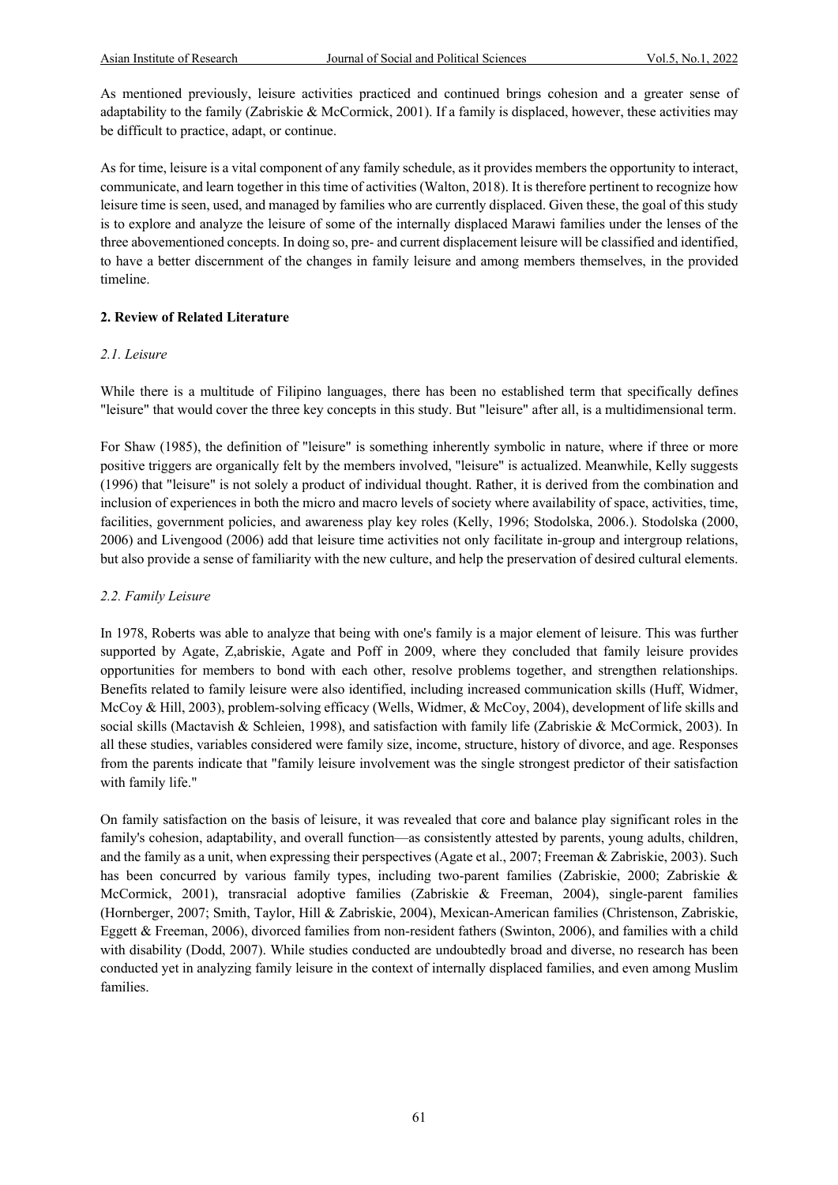As mentioned previously, leisure activities practiced and continued brings cohesion and a greater sense of adaptability to the family (Zabriskie & McCormick, 2001). If a family is displaced, however, these activities may be difficult to practice, adapt, or continue.

As for time, leisure is a vital component of any family schedule, as it provides members the opportunity to interact, communicate, and learn together in this time of activities (Walton, 2018). It is therefore pertinent to recognize how leisure time is seen, used, and managed by families who are currently displaced. Given these, the goal of this study is to explore and analyze the leisure of some of the internally displaced Marawi families under the lenses of the three abovementioned concepts. In doing so, pre- and current displacement leisure will be classified and identified, to have a better discernment of the changes in family leisure and among members themselves, in the provided timeline.

## 2. Review of Related Literature

### *2.1. Leisure*

While there is a multitude of Filipino languages, there has been no established term that specifically defines "leisure" that would cover the three key concepts in this study. But "leisure" after all, is a multidimensional term.

For Shaw (1985), the definition of "leisure" is something inherently symbolic in nature, where if three or more positive triggers are organically felt by the members involved, "leisure" is actualized. Meanwhile, Kelly suggests (1996) that "leisure" is not solely a product of individual thought. Rather, it is derived from the combination and inclusion of experiences in both the micro and macro levels of society where availability of space, activities, time, facilities, government policies, and awareness play key roles (Kelly, 1996; Stodolska, 2006.). Stodolska (2000, 2006) and Livengood (2006) add that leisure time activities not only facilitate in-group and intergroup relations, but also provide a sense of familiarity with the new culture, and help the preservation of desired cultural elements.

### *2.2. Family Leisure*

In 1978, Roberts was able to analyze that being with one's family is a major element of leisure. This was further supported by Agate, Z,abriskie, Agate and Poff in 2009, where they concluded that family leisure provides opportunities for members to bond with each other, resolve problems together, and strengthen relationships. Benefits related to family leisure were also identified, including increased communication skills (Huff, Widmer, McCoy & Hill, 2003), problem-solving efficacy (Wells, Widmer, & McCoy, 2004), development of life skills and social skills (Mactavish & Schleien, 1998), and satisfaction with family life (Zabriskie & McCormick, 2003). In all these studies, variables considered were family size, income, structure, history of divorce, and age. Responses from the parents indicate that "family leisure involvement was the single strongest predictor of their satisfaction with family life."

On family satisfaction on the basis of leisure, it was revealed that core and balance play significant roles in the family's cohesion, adaptability, and overall function—as consistently attested by parents, young adults, children, and the family as a unit, when expressing their perspectives (Agate et al., 2007; Freeman & Zabriskie, 2003). Such has been concurred by various family types, including two-parent families (Zabriskie, 2000; Zabriskie & McCormick, 2001), transracial adoptive families (Zabriskie & Freeman, 2004), single-parent families (Hornberger, 2007; Smith, Taylor, Hill & Zabriskie, 2004), Mexican-American families (Christenson, Zabriskie, Eggett & Freeman, 2006), divorced families from non-resident fathers (Swinton, 2006), and families with a child with disability (Dodd, 2007). While studies conducted are undoubtedly broad and diverse, no research has been conducted yet in analyzing family leisure in the context of internally displaced families, and even among Muslim families.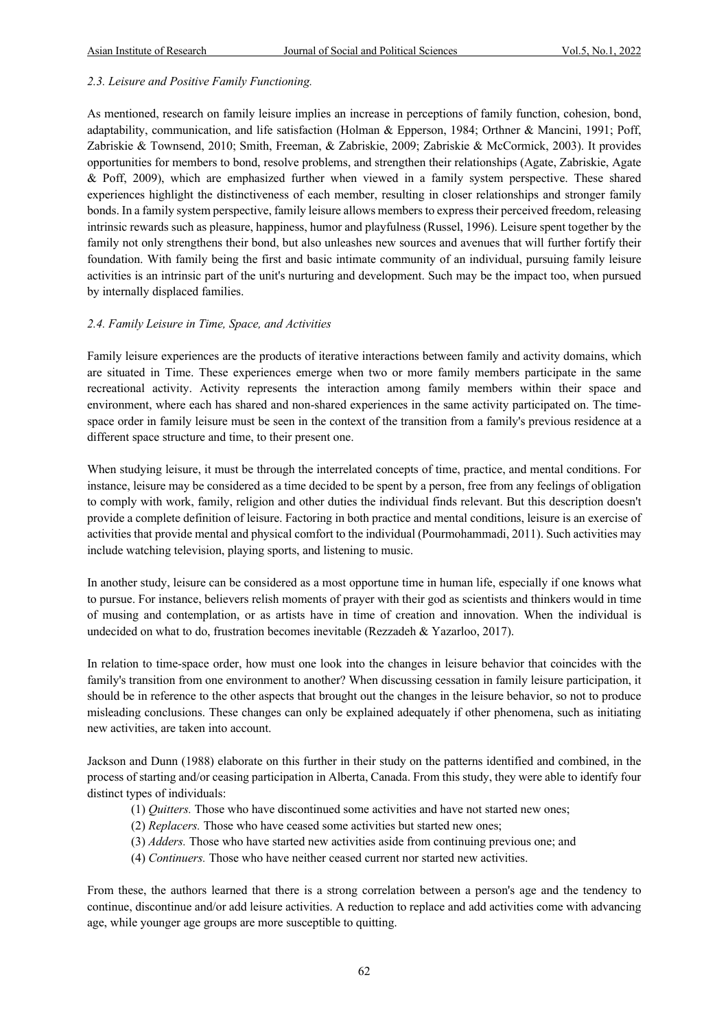### *2.3. Leisure and Positive Family Functioning.*

As mentioned, research on family leisure implies an increase in perceptions of family function, cohesion, bond, adaptability, communication, and life satisfaction (Holman & Epperson, 1984; Orthner & Mancini, 1991; Poff, Zabriskie & Townsend, 2010; Smith, Freeman, & Zabriskie, 2009; Zabriskie & McCormick, 2003). It provides opportunities for members to bond, resolve problems, and strengthen their relationships (Agate, Zabriskie, Agate & Poff, 2009), which are emphasized further when viewed in a family system perspective. These shared experiences highlight the distinctiveness of each member, resulting in closer relationships and stronger family bonds. In a family system perspective, family leisure allows members to express their perceived freedom, releasing intrinsic rewards such as pleasure, happiness, humor and playfulness (Russel, 1996). Leisure spent together by the family not only strengthens their bond, but also unleashes new sources and avenues that will further fortify their foundation. With family being the first and basic intimate community of an individual, pursuing family leisure activities is an intrinsic part of the unit's nurturing and development. Such may be the impact too, when pursued by internally displaced families.

### *2.4. Family Leisure in Time, Space, and Activities*

Family leisure experiences are the products of iterative interactions between family and activity domains, which are situated in Time. These experiences emerge when two or more family members participate in the same recreational activity. Activity represents the interaction among family members within their space and environment, where each has shared and non-shared experiences in the same activity participated on. The time-space order in family leisure must be seen in the context of the transition from a family's previous residence at a different space structure and time, to their present one.

When studying leisure, it must be through the interrelated concepts of time, practice, and mental conditions. For instance, leisure may be considered as a time decided to be spent by a person, free from any feelings of obligation to comply with work, family, religion and other duties the individual finds relevant. But this description doesn't provide a complete definition of leisure. Factoring in both practice and mental conditions, leisure is an exercise of activities that provide mental and physical comfort to the individual (Pourmohammadi, 2011). Such activities may include watching television, playing sports, and listening to music.

In another study, leisure can be considered as a most opportune time in human life, especially if one knows what to pursue. For instance, believers relish moments of prayer with their god as scientists and thinkers would in time of musing and contemplation, or as artists have in time of creation and innovation. When the individual is undecided on what to do, frustration becomes inevitable (Rezzadeh & Yazarloo, 2017).

In relation to time-space order, how must one look into the changes in leisure behavior that coincides with the family's transition from one environment to another? When discussing cessation in family leisure participation, it should be in reference to the other aspects that brought out the changes in the leisure behavior, so not to produce misleading conclusions. These changes can only be explained adequately if other phenomena, such as initiating new activities, are taken into account.

Jackson and Dunn (1988) elaborate on this further in their study on the patterns identified and combined, in the process of starting and/or ceasing participation in Alberta, Canada. From this study, they were able to identify four distinct types of individuals:

(1) *Quitters.* Those who have discontinued some activities and have not started new ones;
(2) *Replacers.* Those who have ceased some activities but started new ones;
(3) *Adders.* Those who have started new activities aside from continuing previous one; and
(4) *Continuers.* Those who have neither ceased current nor started new activities.

From these, the authors learned that there is a strong correlation between a person's age and the tendency to continue, discontinue and/or add leisure activities. A reduction to replace and add activities come with advancing age, while younger age groups are more susceptible to quitting.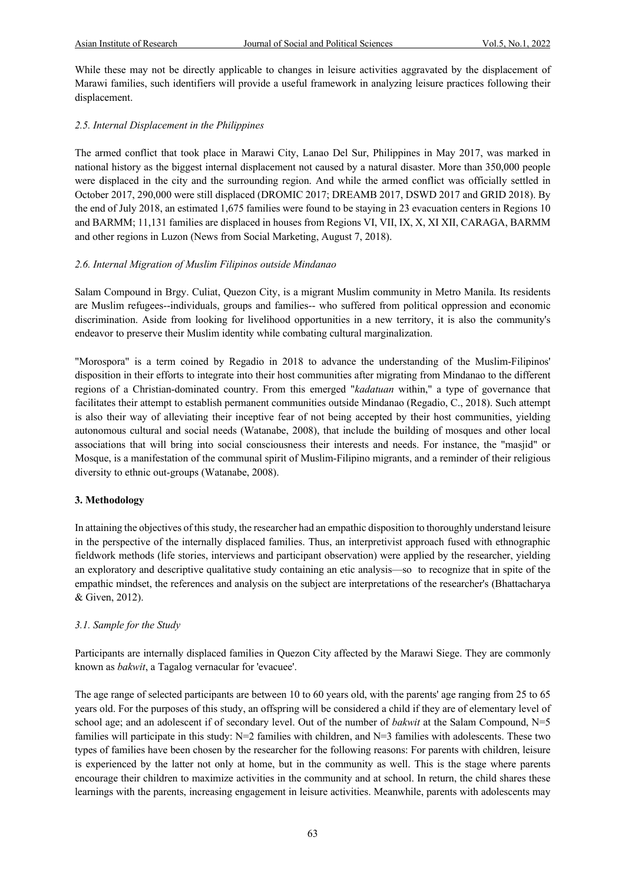While these may not be directly applicable to changes in leisure activities aggravated by the displacement of Marawi families, such identifiers will provide a useful framework in analyzing leisure practices following their displacement.

### *2.5. Internal Displacement in the Philippines*

The armed conflict that took place in Marawi City, Lanao Del Sur, Philippines in May 2017, was marked in national history as the biggest internal displacement not caused by a natural disaster. More than 350,000 people were displaced in the city and the surrounding region. And while the armed conflict was officially settled in October 2017, 290,000 were still displaced (DROMIC 2017; DREAMB 2017, DSWD 2017 and GRID 2018). By the end of July 2018, an estimated 1,675 families were found to be staying in 23 evacuation centers in Regions 10 and BARMM; 11,131 families are displaced in houses from Regions VI, VII, IX, X, XI XII, CARAGA, BARMM and other regions in Luzon (News from Social Marketing, August 7, 2018).

### *2.6. Internal Migration of Muslim Filipinos outside Mindanao*

Salam Compound in Brgy. Culiat, Quezon City, is a migrant Muslim community in Metro Manila. Its residents are Muslim refugees--individuals, groups and families-- who suffered from political oppression and economic discrimination. Aside from looking for livelihood opportunities in a new territory, it is also the community's endeavor to preserve their Muslim identity while combating cultural marginalization.

"Morospora" is a term coined by Regadio in 2018 to advance the understanding of the Muslim-Filipinos' disposition in their efforts to integrate into their host communities after migrating from Mindanao to the different regions of a Christian-dominated country. From this emerged "*kadatuan* within," a type of governance that facilitates their attempt to establish permanent communities outside Mindanao (Regadio, C., 2018). Such attempt is also their way of alleviating their inceptive fear of not being accepted by their host communities, yielding autonomous cultural and social needs (Watanabe, 2008), that include the building of mosques and other local associations that will bring into social consciousness their interests and needs. For instance, the "masjid" or Mosque, is a manifestation of the communal spirit of Muslim-Filipino migrants, and a reminder of their religious diversity to ethnic out-groups (Watanabe, 2008).

## **3. Methodology**

In attaining the objectives of this study, the researcher had an empathic disposition to thoroughly understand leisure in the perspective of the internally displaced families. Thus, an interpretivist approach fused with ethnographic fieldwork methods (life stories, interviews and participant observation) were applied by the researcher, yielding an exploratory and descriptive qualitative study containing an etic analysis—so to recognize that in spite of the empathic mindset, the references and analysis on the subject are interpretations of the researcher's (Bhattacharya & Given, 2012).

### *3.1. Sample for the Study*

Participants are internally displaced families in Quezon City affected by the Marawi Siege. They are commonly known as *bakwit*, a Tagalog vernacular for 'evacuee'.

The age range of selected participants are between 10 to 60 years old, with the parents' age ranging from 25 to 65 years old. For the purposes of this study, an offspring will be considered a child if they are of elementary level of school age; and an adolescent if of secondary level. Out of the number of *bakwit* at the Salam Compound, N=5 families will participate in this study: N=2 families with children, and N=3 families with adolescents. These two types of families have been chosen by the researcher for the following reasons: For parents with children, leisure is experienced by the latter not only at home, but in the community as well. This is the stage where parents encourage their children to maximize activities in the community and at school. In return, the child shares these learnings with the parents, increasing engagement in leisure activities. Meanwhile, parents with adolescents may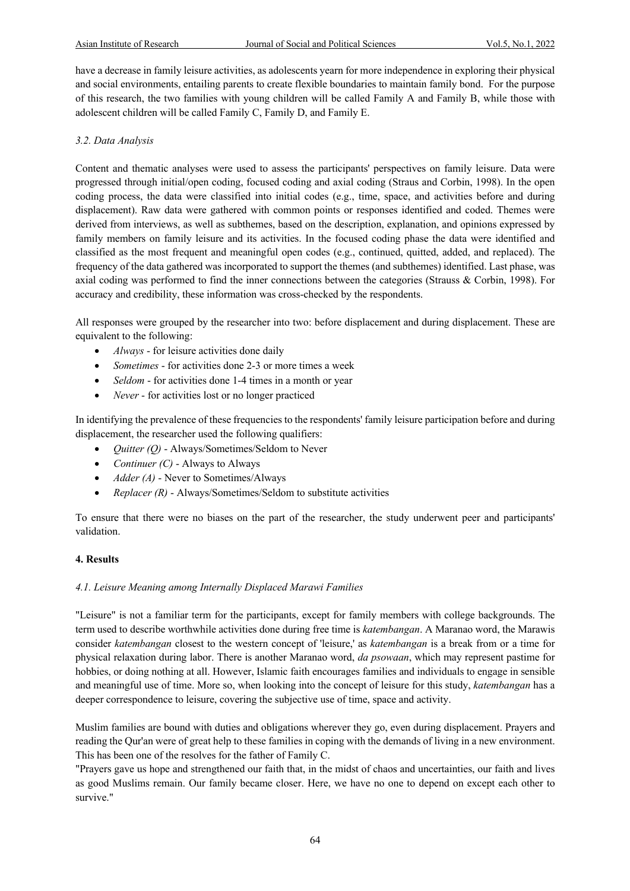have a decrease in family leisure activities, as adolescents yearn for more independence in exploring their physical and social environments, entailing parents to create flexible boundaries to maintain family bond. For the purpose of this research, the two families with young children will be called Family A and Family B, while those with adolescent children will be called Family C, Family D, and Family E.

### *3.2. Data Analysis*

Content and thematic analyses were used to assess the participants' perspectives on family leisure. Data were progressed through initial/open coding, focused coding and axial coding (Straus and Corbin, 1998). In the open coding process, the data were classified into initial codes (e.g., time, space, and activities before and during displacement). Raw data were gathered with common points or responses identified and coded. Themes were derived from interviews, as well as subthemes, based on the description, explanation, and opinions expressed by family members on family leisure and its activities. In the focused coding phase the data were identified and classified as the most frequent and meaningful open codes (e.g., continued, quitted, added, and replaced). The frequency of the data gathered was incorporated to support the themes (and subthemes) identified. Last phase, was axial coding was performed to find the inner connections between the categories (Strauss & Corbin, 1998). For accuracy and credibility, these information was cross-checked by the respondents.

All responses were grouped by the researcher into two: before displacement and during displacement. These are equivalent to the following:

- *Always* - for leisure activities done daily
- *Sometimes* - for activities done 2-3 or more times a week
- *Seldom* - for activities done 1-4 times in a month or year
- *Never* - for activities lost or no longer practiced

In identifying the prevalence of these frequencies to the respondents' family leisure participation before and during displacement, the researcher used the following qualifiers:

- *Quitter (Q)* - Always/Sometimes/Seldom to Never
- *Continuer (C)* - Always to Always
- *Adder (A)* - Never to Sometimes/Always
- *Replacer (R)* - Always/Sometimes/Seldom to substitute activities

To ensure that there were no biases on the part of the researcher, the study underwent peer and participants' validation.

## 4. Results

### *4.1. Leisure Meaning among Internally Displaced Marawi Families*

"Leisure" is not a familiar term for the participants, except for family members with college backgrounds. The term used to describe worthwhile activities done during free time is *katembangan*. A Maranao word, the Marawis consider *katembangan* closest to the western concept of 'leisure,' as *katembangan* is a break from or a time for physical relaxation during labor. There is another Maranao word, *da psowaan*, which may represent pastime for hobbies, or doing nothing at all. However, Islamic faith encourages families and individuals to engage in sensible and meaningful use of time. More so, when looking into the concept of leisure for this study, *katembangan* has a deeper correspondence to leisure, covering the subjective use of time, space and activity.

Muslim families are bound with duties and obligations wherever they go, even during displacement. Prayers and reading the Qur'an were of great help to these families in coping with the demands of living in a new environment. This has been one of the resolves for the father of Family C.

"Prayers gave us hope and strengthened our faith that, in the midst of chaos and uncertainties, our faith and lives as good Muslims remain. Our family became closer. Here, we have no one to depend on except each other to survive."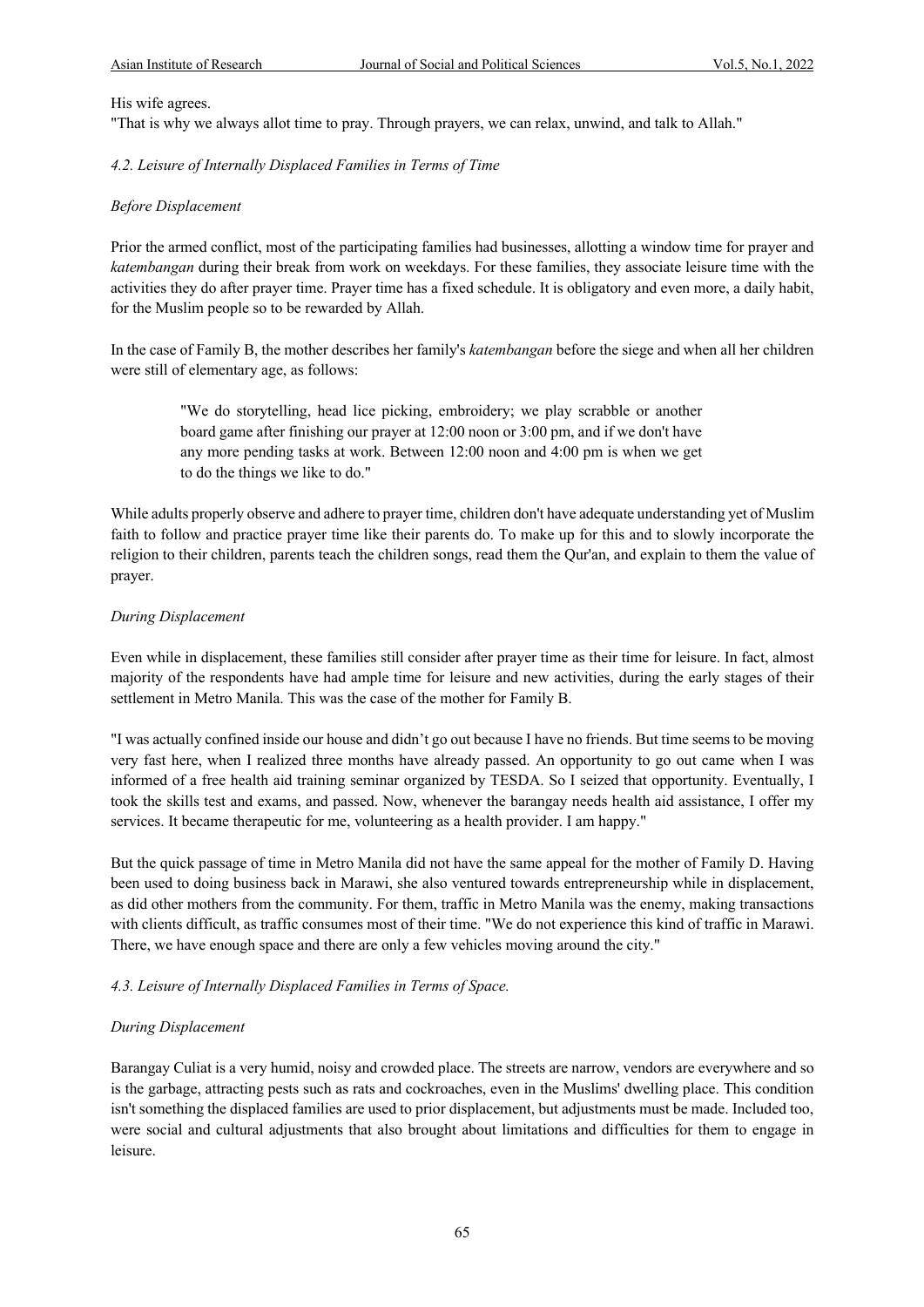His wife agrees.

"That is why we always allot time to pray. Through prayers, we can relax, unwind, and talk to Allah."

### *4.2. Leisure of Internally Displaced Families in Terms of Time*

*Before Displacement*

Prior the armed conflict, most of the participating families had businesses, allotting a window time for prayer and *katembangan* during their break from work on weekdays. For these families, they associate leisure time with the activities they do after prayer time. Prayer time has a fixed schedule. It is obligatory and even more, a daily habit, for the Muslim people so to be rewarded by Allah.

In the case of Family B, the mother describes her family's *katembangan* before the siege and when all her children were still of elementary age, as follows:

> "We do storytelling, head lice picking, embroidery; we play scrabble or another board game after finishing our prayer at 12:00 noon or 3:00 pm, and if we don't have any more pending tasks at work. Between 12:00 noon and 4:00 pm is when we get to do the things we like to do."

While adults properly observe and adhere to prayer time, children don't have adequate understanding yet of Muslim faith to follow and practice prayer time like their parents do. To make up for this and to slowly incorporate the religion to their children, parents teach the children songs, read them the Qur'an, and explain to them the value of prayer.

*During Displacement*

Even while in displacement, these families still consider after prayer time as their time for leisure. In fact, almost majority of the respondents have had ample time for leisure and new activities, during the early stages of their settlement in Metro Manila. This was the case of the mother for Family B.

"I was actually confined inside our house and didn't go out because I have no friends. But time seems to be moving very fast here, when I realized three months have already passed. An opportunity to go out came when I was informed of a free health aid training seminar organized by TESDA. So I seized that opportunity. Eventually, I took the skills test and exams, and passed. Now, whenever the barangay needs health aid assistance, I offer my services. It became therapeutic for me, volunteering as a health provider. I am happy."

But the quick passage of time in Metro Manila did not have the same appeal for the mother of Family D. Having been used to doing business back in Marawi, she also ventured towards entrepreneurship while in displacement, as did other mothers from the community. For them, traffic in Metro Manila was the enemy, making transactions with clients difficult, as traffic consumes most of their time. "We do not experience this kind of traffic in Marawi. There, we have enough space and there are only a few vehicles moving around the city."

### *4.3. Leisure of Internally Displaced Families in Terms of Space.*

*During Displacement*

Barangay Culiat is a very humid, noisy and crowded place. The streets are narrow, vendors are everywhere and so is the garbage, attracting pests such as rats and cockroaches, even in the Muslims' dwelling place. This condition isn't something the displaced families are used to prior displacement, but adjustments must be made. Included too, were social and cultural adjustments that also brought about limitations and difficulties for them to engage in leisure.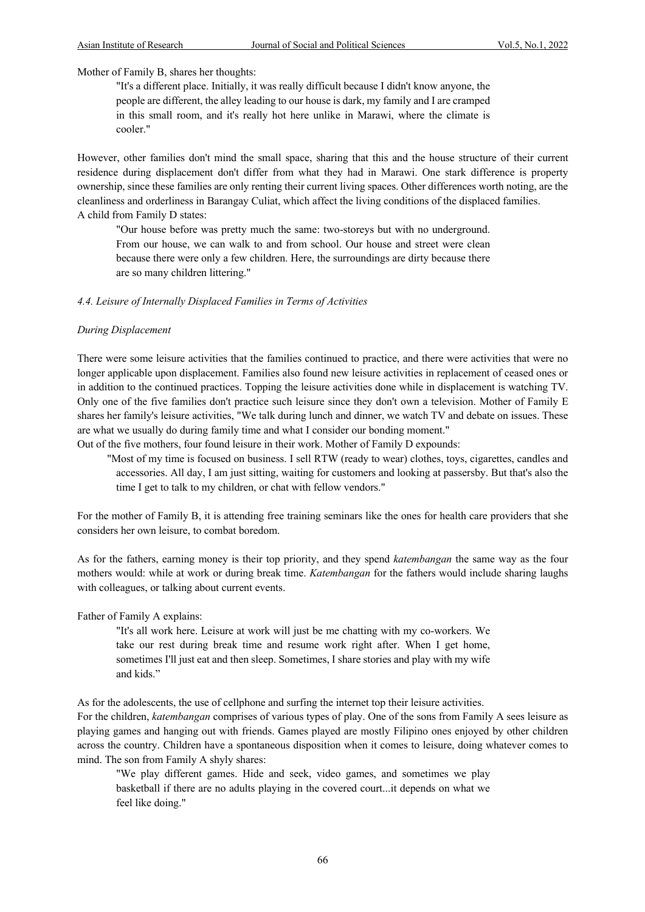Mother of Family B, shares her thoughts:

> "It's a different place. Initially, it was really difficult because I didn't know anyone, the people are different, the alley leading to our house is dark, my family and I are cramped in this small room, and it's really hot here unlike in Marawi, where the climate is cooler."

However, other families don't mind the small space, sharing that this and the house structure of their current residence during displacement don't differ from what they had in Marawi. One stark difference is property ownership, since these families are only renting their current living spaces. Other differences worth noting, are the cleanliness and orderliness in Barangay Culiat, which affect the living conditions of the displaced families.

A child from Family D states:

> "Our house before was pretty much the same: two-storeys but with no underground. From our house, we can walk to and from school. Our house and street were clean because there were only a few children. Here, the surroundings are dirty because there are so many children littering."

*4.4. Leisure of Internally Displaced Families in Terms of Activities*

*During Displacement*

There were some leisure activities that the families continued to practice, and there were activities that were no longer applicable upon displacement. Families also found new leisure activities in replacement of ceased ones or in addition to the continued practices. Topping the leisure activities done while in displacement is watching TV. Only one of the five families don't practice such leisure since they don't own a television. Mother of Family E shares her family's leisure activities, "We talk during lunch and dinner, we watch TV and debate on issues. These are what we usually do during family time and what I consider our bonding moment."

Out of the five mothers, four found leisure in their work. Mother of Family D expounds:

> "Most of my time is focused on business. I sell RTW (ready to wear) clothes, toys, cigarettes, candles and accessories. All day, I am just sitting, waiting for customers and looking at passersby. But that's also the time I get to talk to my children, or chat with fellow vendors."

For the mother of Family B, it is attending free training seminars like the ones for health care providers that she considers her own leisure, to combat boredom.

As for the fathers, earning money is their top priority, and they spend *katembangan* the same way as the four mothers would: while at work or during break time. *Katembangan* for the fathers would include sharing laughs with colleagues, or talking about current events.

Father of Family A explains:

> "It's all work here. Leisure at work will just be me chatting with my co-workers. We take our rest during break time and resume work right after. When I get home, sometimes I'll just eat and then sleep. Sometimes, I share stories and play with my wife and kids."

As for the adolescents, the use of cellphone and surfing the internet top their leisure activities.

For the children, *katembangan* comprises of various types of play. One of the sons from Family A sees leisure as playing games and hanging out with friends. Games played are mostly Filipino ones enjoyed by other children across the country. Children have a spontaneous disposition when it comes to leisure, doing whatever comes to mind. The son from Family A shyly shares:

> "We play different games. Hide and seek, video games, and sometimes we play basketball if there are no adults playing in the covered court...it depends on what we feel like doing."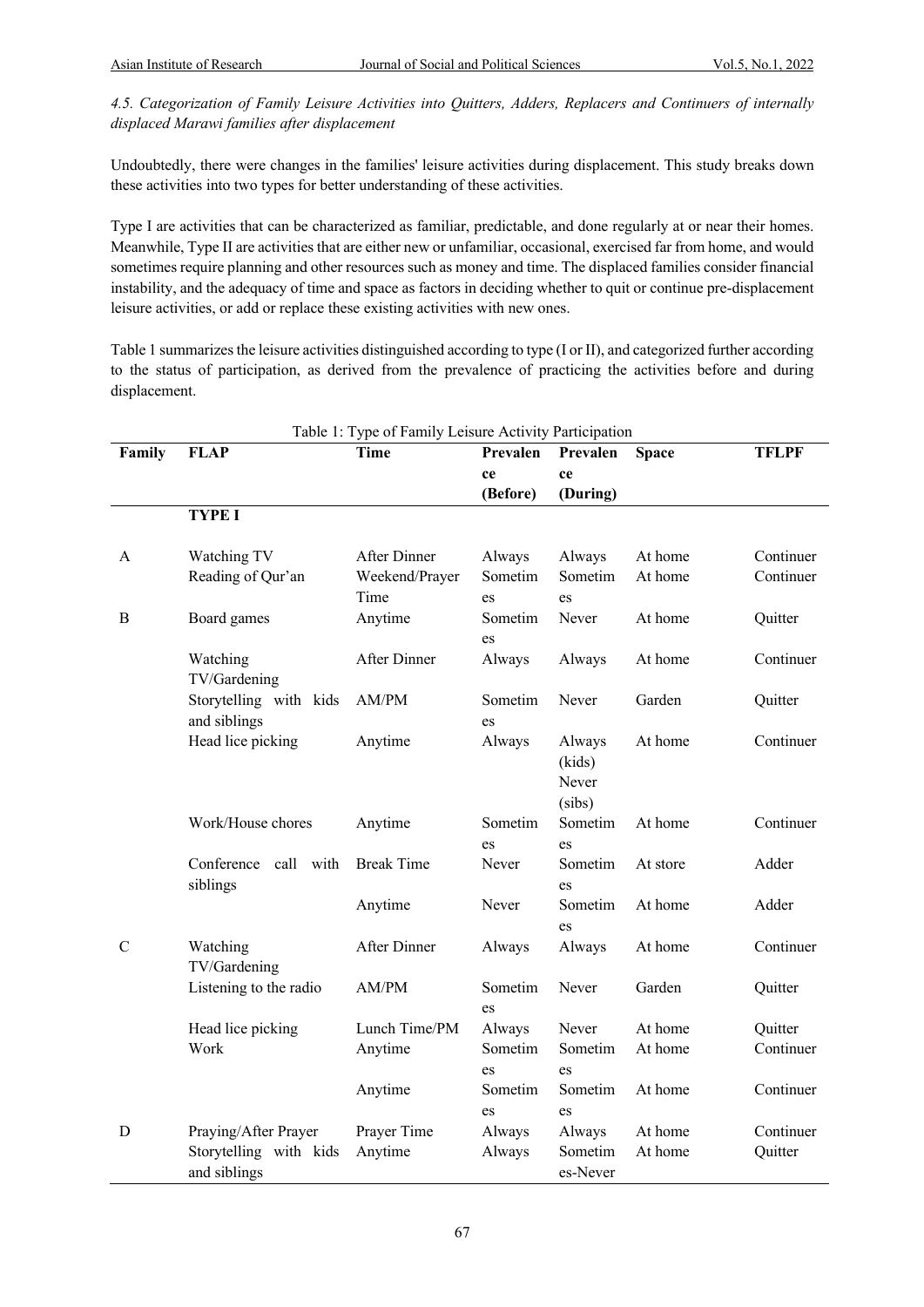*4.5. Categorization of Family Leisure Activities into Quitters, Adders, Replacers and Continuers of internally displaced Marawi families after displacement*

Undoubtedly, there were changes in the families' leisure activities during displacement. This study breaks down these activities into two types for better understanding of these activities.

Type I are activities that can be characterized as familiar, predictable, and done regularly at or near their homes. Meanwhile, Type II are activities that are either new or unfamiliar, occasional, exercised far from home, and would sometimes require planning and other resources such as money and time. The displaced families consider financial instability, and the adequacy of time and space as factors in deciding whether to quit or continue pre-displacement leisure activities, or add or replace these existing activities with new ones.

Table 1 summarizes the leisure activities distinguished according to type (I or II), and categorized further according to the status of participation, as derived from the prevalence of practicing the activities before and during displacement.

Table 1: Type of Family Leisure Activity Participation

| Family | FLAP | Time | Prevalence (Before) | Prevalence (During) | Space | TFLPF |
|---|---|---|---|---|---|---|
| | **TYPE I** | | | | | |
| A | Watching TV | After Dinner | Always | Always | At home | Continuer |
| | Reading of Qur'an | Weekend/Prayer Time | Sometimes | Sometimes | At home | Continuer |
| B | Board games | Anytime | Sometimes | Never | At home | Quitter |
| | Watching TV/Gardening | After Dinner | Always | Always | At home | Continuer |
| | Storytelling with kids and siblings | AM/PM | Sometimes | Never | Garden | Quitter |
| | Head lice picking | Anytime | Always | Always (kids) Never (sibs) | At home | Continuer |
| | Work/House chores | Anytime | Sometimes | Sometimes | At home | Continuer |
| | Conference call with siblings | Break Time | Never | Sometimes | At store | Adder |
| | | Anytime | Never | Sometimes | At home | Adder |
| C | Watching TV/Gardening | After Dinner | Always | Always | At home | Continuer |
| | Listening to the radio | AM/PM | Sometimes | Never | Garden | Quitter |
| | Head lice picking | Lunch Time/PM | Always | Never | At home | Quitter |
| | Work | Anytime | Sometimes | Sometimes | At home | Continuer |
| | | Anytime | Sometimes | Sometimes | At home | Continuer |
| D | Praying/After Prayer | Prayer Time | Always | Always | At home | Continuer |
| | Storytelling with kids and siblings | Anytime | Always | Sometimes-Never | At home | Quitter |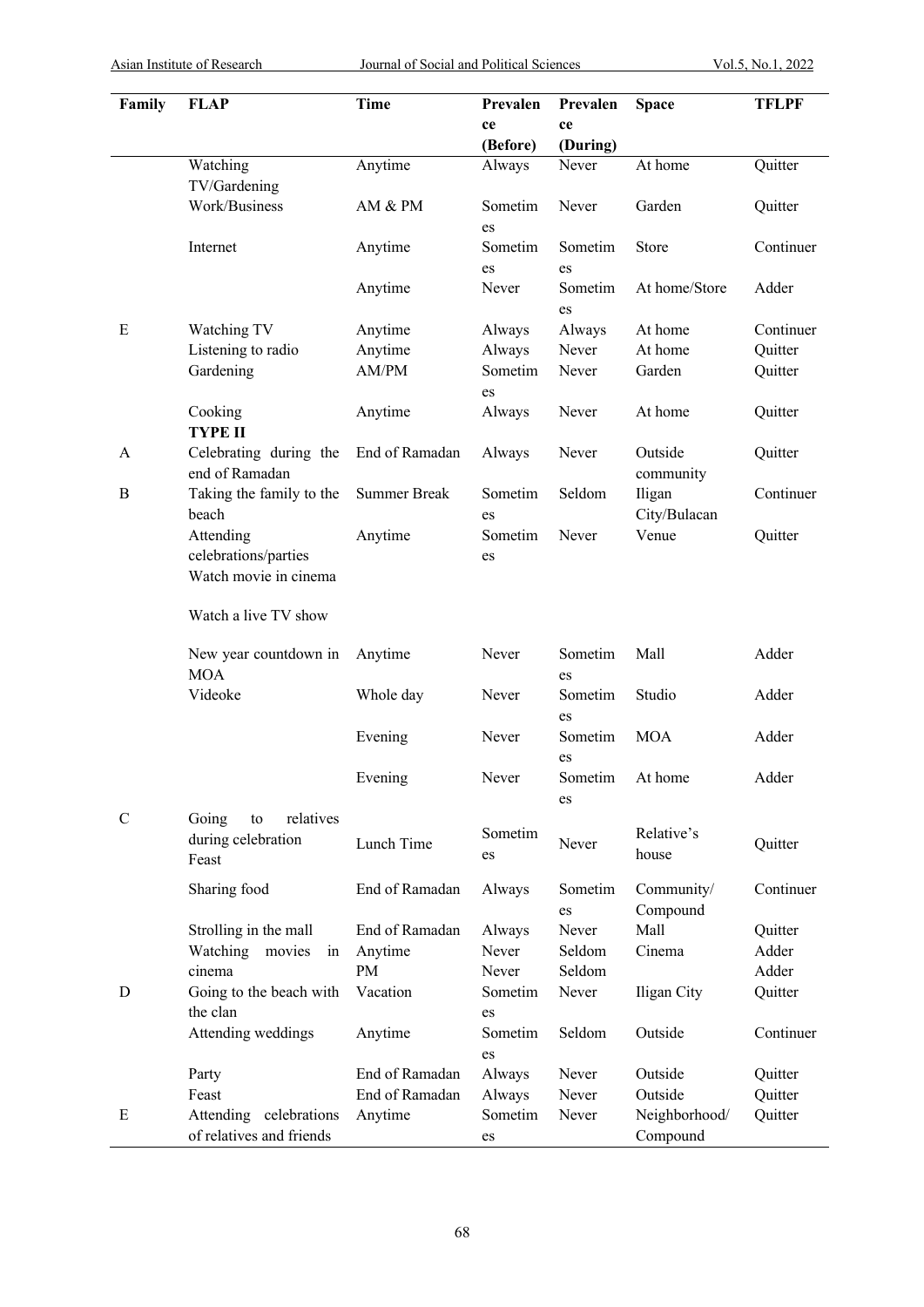| Family | FLAP | Time | Prevalence (Before) | Prevalence (During) | Space | TFLPF |
|---|---|---|---|---|---|---|
| | Watching TV/Gardening | Anytime | Always | Never | At home | Quitter |
| | Work/Business | AM & PM | Sometimes | Never | Garden | Quitter |
| | Internet | Anytime | Sometimes | Sometimes | Store | Continuer |
| | | Anytime | Never | Sometimes | At home/Store | Adder |
| E | Watching TV | Anytime | Always | Always | At home | Continuer |
| | Listening to radio | Anytime | Always | Never | At home | Quitter |
| | Gardening | AM/PM | Sometimes | Never | Garden | Quitter |
| | Cooking | Anytime | Always | Never | At home | Quitter |
| | **TYPE II** | | | | | |
| A | Celebrating during the end of Ramadan | End of Ramadan | Always | Never | Outside community | Quitter |
| B | Taking the family to the beach | Summer Break | Sometimes | Seldom | Iligan City/Bulacan | Continuer |
| | Attending celebrations/parties | Anytime | Sometimes | Never | Venue | Quitter |
| | Watch movie in cinema | | | | | |
| | Watch a live TV show | | | | | |
| | New year countdown in MOA | Anytime | Never | Sometimes | Mall | Adder |
| | Videoke | Whole day | Never | Sometimes | Studio | Adder |
| | | Evening | Never | Sometimes | MOA | Adder |
| | | Evening | Never | Sometimes | At home | Adder |
| C | Going to relatives during celebration Feast | Lunch Time | Sometimes | Never | Relative's house | Quitter |
| | Sharing food | End of Ramadan | Always | Sometimes | Community/ Compound | Continuer |
| | Strolling in the mall | End of Ramadan | Always | Never | Mall | Quitter |
| | Watching movies in cinema | Anytime | Never | Seldom | Cinema | Adder |
| | | PM | Never | Seldom | | Adder |
| D | Going to the beach with the clan | Vacation | Sometimes | Never | Iligan City | Quitter |
| | Attending weddings | Anytime | Sometimes | Seldom | Outside | Continuer |
| | Party | End of Ramadan | Always | Never | Outside | Quitter |
| | Feast | End of Ramadan | Always | Never | Outside | Quitter |
| E | Attending celebrations of relatives and friends | Anytime | Sometimes | Never | Neighborhood/ Compound | Quitter |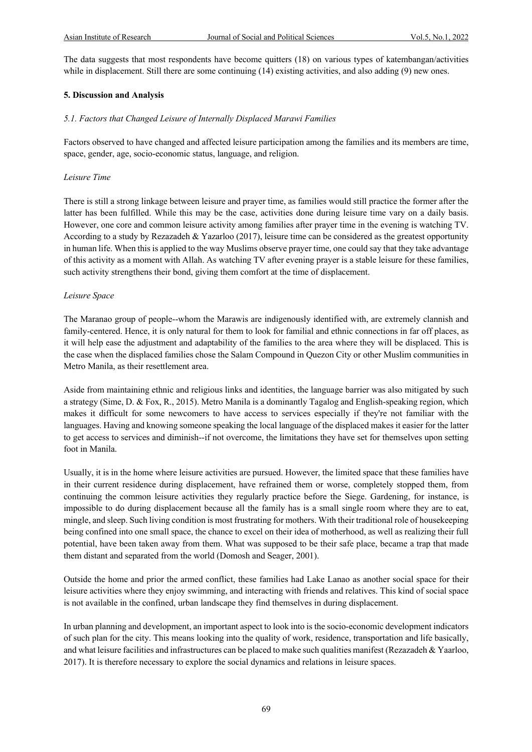The data suggests that most respondents have become quitters (18) on various types of katembangan/activities while in displacement. Still there are some continuing (14) existing activities, and also adding (9) new ones.

## 5. Discussion and Analysis

### *5.1. Factors that Changed Leisure of Internally Displaced Marawi Families*

Factors observed to have changed and affected leisure participation among the families and its members are time, space, gender, age, socio-economic status, language, and religion.

*Leisure Time*

There is still a strong linkage between leisure and prayer time, as families would still practice the former after the latter has been fulfilled. While this may be the case, activities done during leisure time vary on a daily basis. However, one core and common leisure activity among families after prayer time in the evening is watching TV. According to a study by Rezazadeh & Yazarloo (2017), leisure time can be considered as the greatest opportunity in human life. When this is applied to the way Muslims observe prayer time, one could say that they take advantage of this activity as a moment with Allah. As watching TV after evening prayer is a stable leisure for these families, such activity strengthens their bond, giving them comfort at the time of displacement.

*Leisure Space*

The Maranao group of people--whom the Marawis are indigenously identified with, are extremely clannish and family-centered. Hence, it is only natural for them to look for familial and ethnic connections in far off places, as it will help ease the adjustment and adaptability of the families to the area where they will be displaced. This is the case when the displaced families chose the Salam Compound in Quezon City or other Muslim communities in Metro Manila, as their resettlement area.

Aside from maintaining ethnic and religious links and identities, the language barrier was also mitigated by such a strategy (Sime, D. & Fox, R., 2015). Metro Manila is a dominantly Tagalog and English-speaking region, which makes it difficult for some newcomers to have access to services especially if they're not familiar with the languages. Having and knowing someone speaking the local language of the displaced makes it easier for the latter to get access to services and diminish--if not overcome, the limitations they have set for themselves upon setting foot in Manila.

Usually, it is in the home where leisure activities are pursued. However, the limited space that these families have in their current residence during displacement, have refrained them or worse, completely stopped them, from continuing the common leisure activities they regularly practice before the Siege. Gardening, for instance, is impossible to do during displacement because all the family has is a small single room where they are to eat, mingle, and sleep. Such living condition is most frustrating for mothers. With their traditional role of housekeeping being confined into one small space, the chance to excel on their idea of motherhood, as well as realizing their full potential, have been taken away from them. What was supposed to be their safe place, became a trap that made them distant and separated from the world (Domosh and Seager, 2001).

Outside the home and prior the armed conflict, these families had Lake Lanao as another social space for their leisure activities where they enjoy swimming, and interacting with friends and relatives. This kind of social space is not available in the confined, urban landscape they find themselves in during displacement.

In urban planning and development, an important aspect to look into is the socio-economic development indicators of such plan for the city. This means looking into the quality of work, residence, transportation and life basically, and what leisure facilities and infrastructures can be placed to make such qualities manifest (Rezazadeh & Yaarloo, 2017). It is therefore necessary to explore the social dynamics and relations in leisure spaces.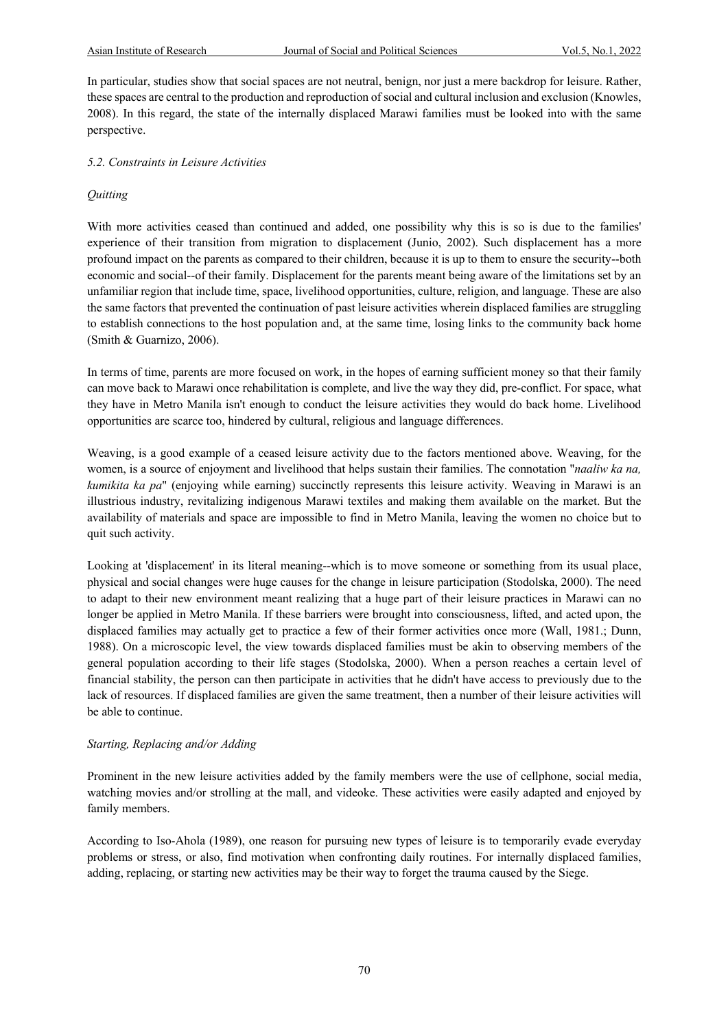In particular, studies show that social spaces are not neutral, benign, nor just a mere backdrop for leisure. Rather, these spaces are central to the production and reproduction of social and cultural inclusion and exclusion (Knowles, 2008). In this regard, the state of the internally displaced Marawi families must be looked into with the same perspective.

### *5.2. Constraints in Leisure Activities*

*Quitting*

With more activities ceased than continued and added, one possibility why this is so is due to the families' experience of their transition from migration to displacement (Junio, 2002). Such displacement has a more profound impact on the parents as compared to their children, because it is up to them to ensure the security--both economic and social--of their family. Displacement for the parents meant being aware of the limitations set by an unfamiliar region that include time, space, livelihood opportunities, culture, religion, and language. These are also the same factors that prevented the continuation of past leisure activities wherein displaced families are struggling to establish connections to the host population and, at the same time, losing links to the community back home (Smith & Guarnizo, 2006).

In terms of time, parents are more focused on work, in the hopes of earning sufficient money so that their family can move back to Marawi once rehabilitation is complete, and live the way they did, pre-conflict. For space, what they have in Metro Manila isn't enough to conduct the leisure activities they would do back home. Livelihood opportunities are scarce too, hindered by cultural, religious and language differences.

Weaving, is a good example of a ceased leisure activity due to the factors mentioned above. Weaving, for the women, is a source of enjoyment and livelihood that helps sustain their families. The connotation "*naaliw ka na, kumikita ka pa*" (enjoying while earning) succinctly represents this leisure activity. Weaving in Marawi is an illustrious industry, revitalizing indigenous Marawi textiles and making them available on the market. But the availability of materials and space are impossible to find in Metro Manila, leaving the women no choice but to quit such activity.

Looking at 'displacement' in its literal meaning--which is to move someone or something from its usual place, physical and social changes were huge causes for the change in leisure participation (Stodolska, 2000). The need to adapt to their new environment meant realizing that a huge part of their leisure practices in Marawi can no longer be applied in Metro Manila. If these barriers were brought into consciousness, lifted, and acted upon, the displaced families may actually get to practice a few of their former activities once more (Wall, 1981.; Dunn, 1988). On a microscopic level, the view towards displaced families must be akin to observing members of the general population according to their life stages (Stodolska, 2000). When a person reaches a certain level of financial stability, the person can then participate in activities that he didn't have access to previously due to the lack of resources. If displaced families are given the same treatment, then a number of their leisure activities will be able to continue.

*Starting, Replacing and/or Adding*

Prominent in the new leisure activities added by the family members were the use of cellphone, social media, watching movies and/or strolling at the mall, and videoke. These activities were easily adapted and enjoyed by family members.

According to Iso-Ahola (1989), one reason for pursuing new types of leisure is to temporarily evade everyday problems or stress, or also, find motivation when confronting daily routines. For internally displaced families, adding, replacing, or starting new activities may be their way to forget the trauma caused by the Siege.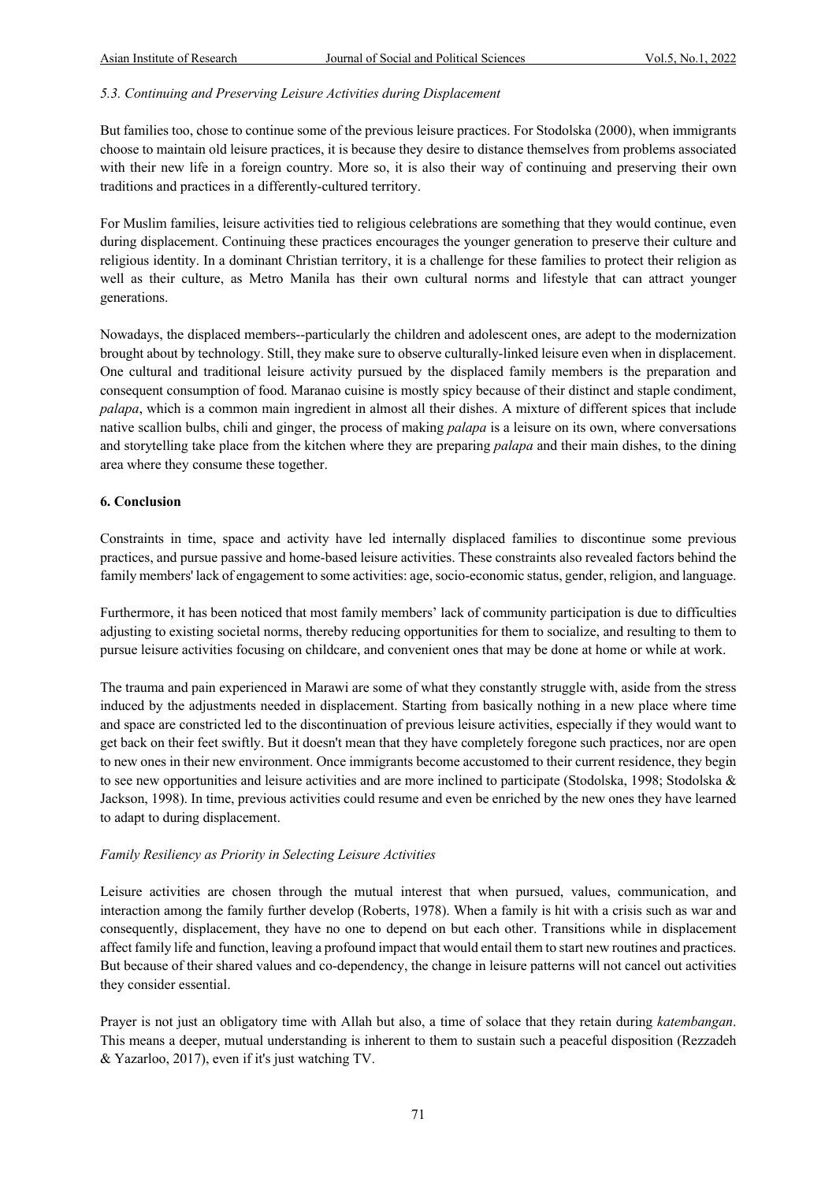### *5.3. Continuing and Preserving Leisure Activities during Displacement*

But families too, chose to continue some of the previous leisure practices. For Stodolska (2000), when immigrants choose to maintain old leisure practices, it is because they desire to distance themselves from problems associated with their new life in a foreign country. More so, it is also their way of continuing and preserving their own traditions and practices in a differently-cultured territory.

For Muslim families, leisure activities tied to religious celebrations are something that they would continue, even during displacement. Continuing these practices encourages the younger generation to preserve their culture and religious identity. In a dominant Christian territory, it is a challenge for these families to protect their religion as well as their culture, as Metro Manila has their own cultural norms and lifestyle that can attract younger generations.

Nowadays, the displaced members--particularly the children and adolescent ones, are adept to the modernization brought about by technology. Still, they make sure to observe culturally-linked leisure even when in displacement. One cultural and traditional leisure activity pursued by the displaced family members is the preparation and consequent consumption of food. Maranao cuisine is mostly spicy because of their distinct and staple condiment, *palapa*, which is a common main ingredient in almost all their dishes. A mixture of different spices that include native scallion bulbs, chili and ginger, the process of making *palapa* is a leisure on its own, where conversations and storytelling take place from the kitchen where they are preparing *palapa* and their main dishes, to the dining area where they consume these together.

## 6. Conclusion

Constraints in time, space and activity have led internally displaced families to discontinue some previous practices, and pursue passive and home-based leisure activities. These constraints also revealed factors behind the family members' lack of engagement to some activities: age, socio-economic status, gender, religion, and language.

Furthermore, it has been noticed that most family members' lack of community participation is due to difficulties adjusting to existing societal norms, thereby reducing opportunities for them to socialize, and resulting to them to pursue leisure activities focusing on childcare, and convenient ones that may be done at home or while at work.

The trauma and pain experienced in Marawi are some of what they constantly struggle with, aside from the stress induced by the adjustments needed in displacement. Starting from basically nothing in a new place where time and space are constricted led to the discontinuation of previous leisure activities, especially if they would want to get back on their feet swiftly. But it doesn't mean that they have completely foregone such practices, nor are open to new ones in their new environment. Once immigrants become accustomed to their current residence, they begin to see new opportunities and leisure activities and are more inclined to participate (Stodolska, 1998; Stodolska & Jackson, 1998). In time, previous activities could resume and even be enriched by the new ones they have learned to adapt to during displacement.

### *Family Resiliency as Priority in Selecting Leisure Activities*

Leisure activities are chosen through the mutual interest that when pursued, values, communication, and interaction among the family further develop (Roberts, 1978). When a family is hit with a crisis such as war and consequently, displacement, they have no one to depend on but each other. Transitions while in displacement affect family life and function, leaving a profound impact that would entail them to start new routines and practices. But because of their shared values and co-dependency, the change in leisure patterns will not cancel out activities they consider essential.

Prayer is not just an obligatory time with Allah but also, a time of solace that they retain during *katembangan*. This means a deeper, mutual understanding is inherent to them to sustain such a peaceful disposition (Rezzadeh & Yazarloo, 2017), even if it's just watching TV.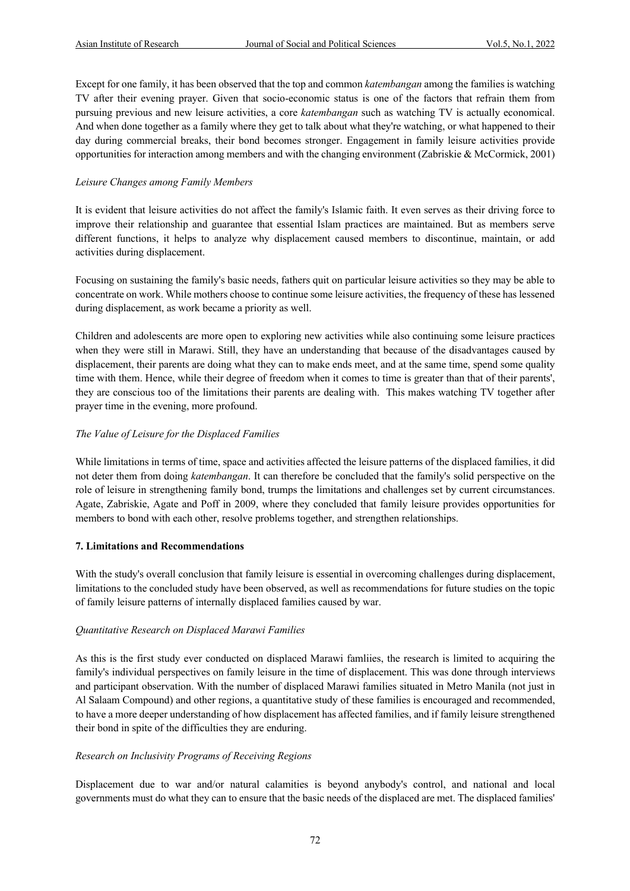Except for one family, it has been observed that the top and common *katembangan* among the families is watching TV after their evening prayer. Given that socio-economic status is one of the factors that refrain them from pursuing previous and new leisure activities, a core *katembangan* such as watching TV is actually economical. And when done together as a family where they get to talk about what they're watching, or what happened to their day during commercial breaks, their bond becomes stronger. Engagement in family leisure activities provide opportunities for interaction among members and with the changing environment (Zabriskie & McCormick, 2001)

*Leisure Changes among Family Members*

It is evident that leisure activities do not affect the family's Islamic faith. It even serves as their driving force to improve their relationship and guarantee that essential Islam practices are maintained. But as members serve different functions, it helps to analyze why displacement caused members to discontinue, maintain, or add activities during displacement.

Focusing on sustaining the family's basic needs, fathers quit on particular leisure activities so they may be able to concentrate on work. While mothers choose to continue some leisure activities, the frequency of these has lessened during displacement, as work became a priority as well.

Children and adolescents are more open to exploring new activities while also continuing some leisure practices when they were still in Marawi. Still, they have an understanding that because of the disadvantages caused by displacement, their parents are doing what they can to make ends meet, and at the same time, spend some quality time with them. Hence, while their degree of freedom when it comes to time is greater than that of their parents', they are conscious too of the limitations their parents are dealing with. This makes watching TV together after prayer time in the evening, more profound.

*The Value of Leisure for the Displaced Families*

While limitations in terms of time, space and activities affected the leisure patterns of the displaced families, it did not deter them from doing *katembangan*. It can therefore be concluded that the family's solid perspective on the role of leisure in strengthening family bond, trumps the limitations and challenges set by current circumstances. Agate, Zabriskie, Agate and Poff in 2009, where they concluded that family leisure provides opportunities for members to bond with each other, resolve problems together, and strengthen relationships.

## 7. Limitations and Recommendations

With the study's overall conclusion that family leisure is essential in overcoming challenges during displacement, limitations to the concluded study have been observed, as well as recommendations for future studies on the topic of family leisure patterns of internally displaced families caused by war.

*Quantitative Research on Displaced Marawi Families*

As this is the first study ever conducted on displaced Marawi famliies, the research is limited to acquiring the family's individual perspectives on family leisure in the time of displacement. This was done through interviews and participant observation. With the number of displaced Marawi families situated in Metro Manila (not just in Al Salaam Compound) and other regions, a quantitative study of these families is encouraged and recommended, to have a more deeper understanding of how displacement has affected families, and if family leisure strengthened their bond in spite of the difficulties they are enduring.

*Research on Inclusivity Programs of Receiving Regions*

Displacement due to war and/or natural calamities is beyond anybody's control, and national and local governments must do what they can to ensure that the basic needs of the displaced are met. The displaced families'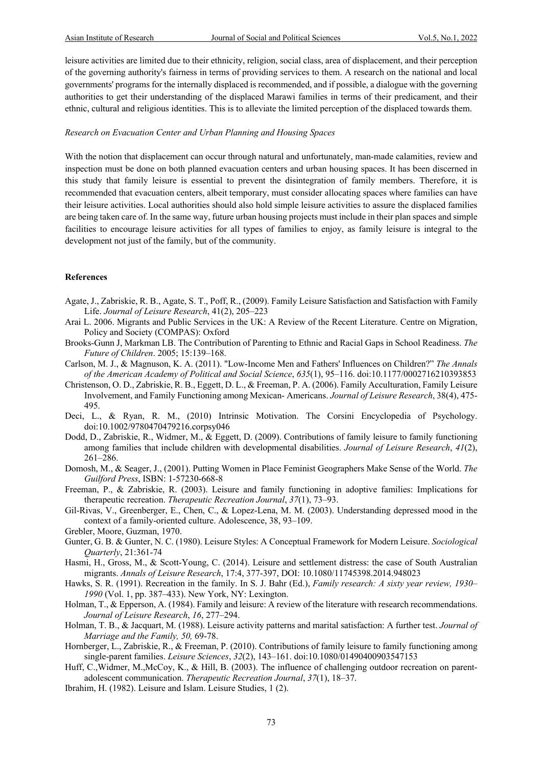leisure activities are limited due to their ethnicity, religion, social class, area of displacement, and their perception of the governing authority's fairness in terms of providing services to them. A research on the national and local governments' programs for the internally displaced is recommended, and if possible, a dialogue with the governing authorities to get their understanding of the displaced Marawi families in terms of their predicament, and their ethnic, cultural and religious identities. This is to alleviate the limited perception of the displaced towards them.

*Research on Evacuation Center and Urban Planning and Housing Spaces*

With the notion that displacement can occur through natural and unfortunately, man-made calamities, review and inspection must be done on both planned evacuation centers and urban housing spaces. It has been discerned in this study that family leisure is essential to prevent the disintegration of family members. Therefore, it is recommended that evacuation centers, albeit temporary, must consider allocating spaces where families can have their leisure activities. Local authorities should also hold simple leisure activities to assure the displaced families are being taken care of. In the same way, future urban housing projects must include in their plan spaces and simple facilities to encourage leisure activities for all types of families to enjoy, as family leisure is integral to the development not just of the family, but of the community.

**References**

Agate, J., Zabriskie, R. B., Agate, S. T., Poff, R., (2009). Family Leisure Satisfaction and Satisfaction with Family Life. *Journal of Leisure Research*, 41(2), 205–223

Arai L. 2006. Migrants and Public Services in the UK: A Review of the Recent Literature. Centre on Migration, Policy and Society (COMPAS): Oxford

Brooks-Gunn J, Markman LB. The Contribution of Parenting to Ethnic and Racial Gaps in School Readiness. *The Future of Children*. 2005; 15:139–168.

Carlson, M. J., & Magnuson, K. A. (2011). "Low-Income Men and Fathers' Influences on Children?" *The Annals of the American Academy of Political and Social Science*, *635*(1), 95–116. doi:10.1177/0002716210393853

Christenson, O. D., Zabriskie, R. B., Eggett, D. L., & Freeman, P. A. (2006). Family Acculturation, Family Leisure Involvement, and Family Functioning among Mexican- Americans. *Journal of Leisure Research*, 38(4), 475-495.

Deci, L., & Ryan, R. M., (2010) Intrinsic Motivation. The Corsini Encyclopedia of Psychology. doi:10.1002/9780470479216.corpsy046

Dodd, D., Zabriskie, R., Widmer, M., & Eggett, D. (2009). Contributions of family leisure to family functioning among families that include children with developmental disabilities. *Journal of Leisure Research*, *41*(2), 261–286.

Domosh, M., & Seager, J., (2001). Putting Women in Place Feminist Geographers Make Sense of the World. *The Guilford Press*, ISBN: 1-57230-668-8

Freeman, P., & Zabriskie, R. (2003). Leisure and family functioning in adoptive families: Implications for therapeutic recreation. *Therapeutic Recreation Journal*, *37*(1), 73–93.

Gil-Rivas, V., Greenberger, E., Chen, C., & Lopez-Lena, M. M. (2003). Understanding depressed mood in the context of a family-oriented culture. Adolescence, 38, 93–109.

Grebler, Moore, Guzman, 1970.

Gunter, G. B. & Gunter, N. C. (1980). Leisure Styles: A Conceptual Framework for Modern Leisure. *Sociological Quarterly*, 21:361-74

Hasmi, H., Gross, M., & Scott-Young, C. (2014). Leisure and settlement distress: the case of South Australian migrants. *Annals of Leisure Research*, 17:4, 377-397, DOI: 10.1080/11745398.2014.948023

Hawks, S. R. (1991). Recreation in the family. In S. J. Bahr (Ed.), *Family research: A sixty year review, 1930–1990* (Vol. 1, pp. 387–433). New York, NY: Lexington.

Holman, T., & Epperson, A. (1984). Family and leisure: A review of the literature with research recommendations. *Journal of Leisure Research*, *16*, 277–294.

Holman, T. B., & Jacquart, M. (1988). Leisure activity patterns and marital satisfaction: A further test. *Journal of Marriage and the Family, 50,* 69-78.

Hornberger, L., Zabriskie, R., & Freeman, P. (2010). Contributions of family leisure to family functioning among single-parent families. *Leisure Sciences*, *32*(2), 143–161. doi:10.1080/01490400903547153

Huff, C.,Widmer, M.,McCoy, K., & Hill, B. (2003). The influence of challenging outdoor recreation on parent-adolescent communication. *Therapeutic Recreation Journal*, *37*(1), 18–37.

Ibrahim, H. (1982). Leisure and Islam. Leisure Studies, 1 (2).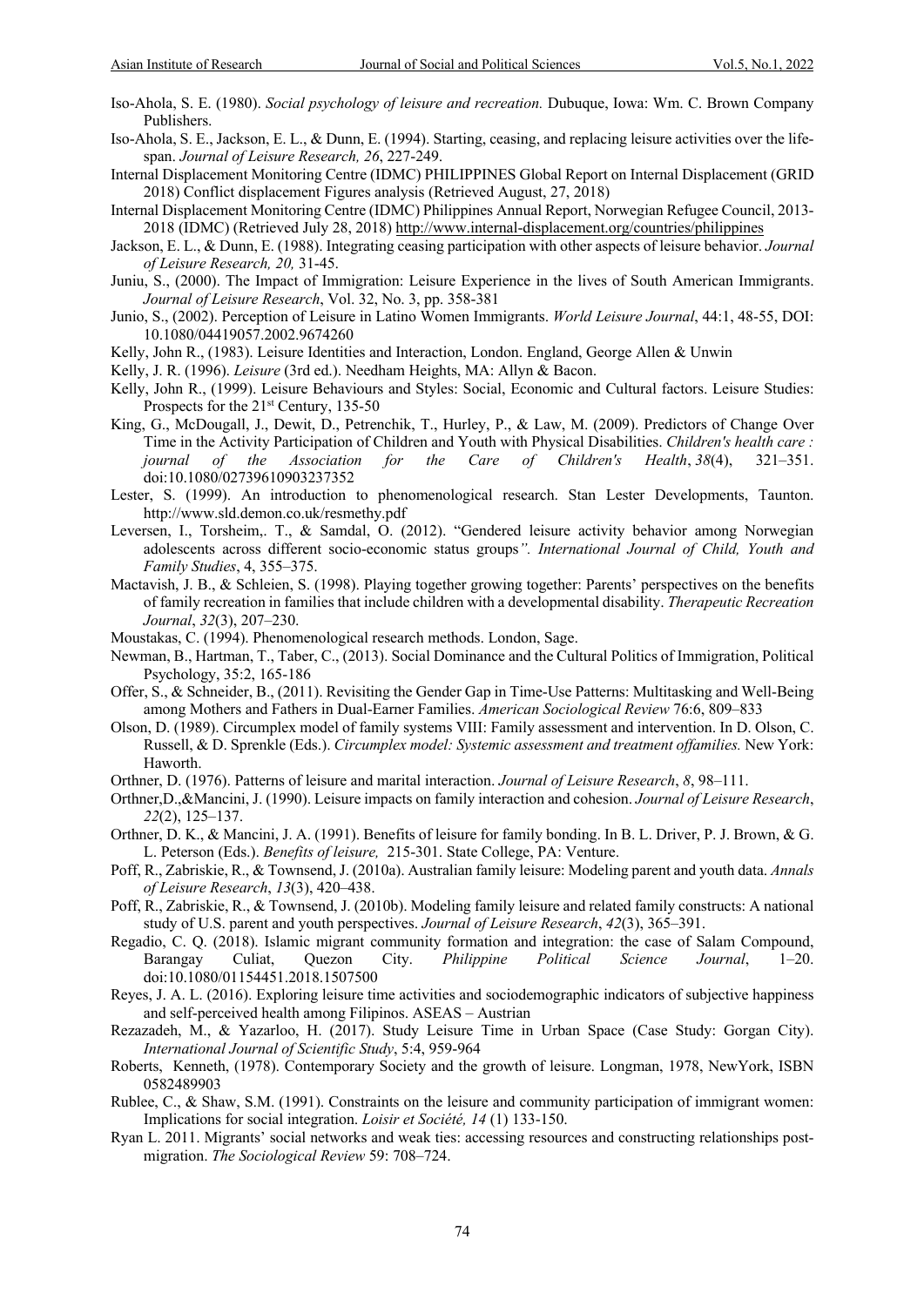Iso-Ahola, S. E. (1980). *Social psychology of leisure and recreation.* Dubuque, Iowa: Wm. C. Brown Company Publishers.

Iso-Ahola, S. E., Jackson, E. L., & Dunn, E. (1994). Starting, ceasing, and replacing leisure activities over the life-span. *Journal of Leisure Research, 26*, 227-249.

Internal Displacement Monitoring Centre (IDMC) PHILIPPINES Global Report on Internal Displacement (GRID 2018) Conflict displacement Figures analysis (Retrieved August, 27, 2018)

Internal Displacement Monitoring Centre (IDMC) Philippines Annual Report, Norwegian Refugee Council, 2013-2018 (IDMC) (Retrieved July 28, 2018) http://www.internal-displacement.org/countries/philippines

Jackson, E. L., & Dunn, E. (1988). Integrating ceasing participation with other aspects of leisure behavior. *Journal of Leisure Research, 20,* 31-45.

Juniu, S., (2000). The Impact of Immigration: Leisure Experience in the lives of South American Immigrants. *Journal of Leisure Research*, Vol. 32, No. 3, pp. 358-381

Junio, S., (2002). Perception of Leisure in Latino Women Immigrants. *World Leisure Journal*, 44:1, 48-55, DOI: 10.1080/04419057.2002.9674260

Kelly, John R., (1983). Leisure Identities and Interaction, London. England, George Allen & Unwin

Kelly, J. R. (1996). *Leisure* (3rd ed.). Needham Heights, MA: Allyn & Bacon.

Kelly, John R., (1999). Leisure Behaviours and Styles: Social, Economic and Cultural factors. Leisure Studies: Prospects for the 21st Century, 135-50

King, G., McDougall, J., Dewit, D., Petrenchik, T., Hurley, P., & Law, M. (2009). Predictors of Change Over Time in the Activity Participation of Children and Youth with Physical Disabilities. *Children's health care : journal of the Association for the Care of Children's Health*, *38*(4), 321–351. doi:10.1080/02739610903237352

Lester, S. (1999). An introduction to phenomenological research. Stan Lester Developments, Taunton. http://www.sld.demon.co.uk/resmethy.pdf

Leversen, I., Torsheim,. T., & Samdal, O. (2012). "Gendered leisure activity behavior among Norwegian adolescents across different socio-economic status groups*". International Journal of Child, Youth and Family Studies*, 4, 355–375.

Mactavish, J. B., & Schleien, S. (1998). Playing together growing together: Parents' perspectives on the benefits of family recreation in families that include children with a developmental disability. *Therapeutic Recreation Journal*, *32*(3), 207–230.

Moustakas, C. (1994). Phenomenological research methods. London, Sage.

Newman, B., Hartman, T., Taber, C., (2013). Social Dominance and the Cultural Politics of Immigration, Political Psychology, 35:2, 165-186

Offer, S., & Schneider, B., (2011). Revisiting the Gender Gap in Time-Use Patterns: Multitasking and Well-Being among Mothers and Fathers in Dual-Earner Families. *American Sociological Review* 76:6, 809–833

Olson, D. (1989). Circumplex model of family systems VIII: Family assessment and intervention. In D. Olson, C. Russell, & D. Sprenkle (Eds.). *Circumplex model: Systemic assessment and treatment offamilies.* New York: Haworth.

Orthner, D. (1976). Patterns of leisure and marital interaction. *Journal of Leisure Research*, *8*, 98–111.

Orthner,D.,&Mancini, J. (1990). Leisure impacts on family interaction and cohesion. *Journal of Leisure Research*, *22*(2), 125–137.

Orthner, D. K., & Mancini, J. A. (1991). Benefits of leisure for family bonding. In B. L. Driver, P. J. Brown, & G. L. Peterson (Eds.). *Benefits of leisure,* 215-301. State College, PA: Venture.

Poff, R., Zabriskie, R., & Townsend, J. (2010a). Australian family leisure: Modeling parent and youth data. *Annals of Leisure Research*, *13*(3), 420–438.

Poff, R., Zabriskie, R., & Townsend, J. (2010b). Modeling family leisure and related family constructs: A national study of U.S. parent and youth perspectives. *Journal of Leisure Research*, *42*(3), 365–391.

Regadio, C. Q. (2018). Islamic migrant community formation and integration: the case of Salam Compound, Barangay Culiat, Quezon City. *Philippine Political Science Journal*, 1–20. doi:10.1080/01154451.2018.1507500

Reyes, J. A. L. (2016). Exploring leisure time activities and sociodemographic indicators of subjective happiness and self-perceived health among Filipinos. ASEAS – Austrian

Rezazadeh, M., & Yazarloo, H. (2017). Study Leisure Time in Urban Space (Case Study: Gorgan City). *International Journal of Scientific Study*, 5:4, 959-964

Roberts, Kenneth, (1978). Contemporary Society and the growth of leisure. Longman, 1978, NewYork, ISBN 0582489903

Rublee, C., & Shaw, S.M. (1991). Constraints on the leisure and community participation of immigrant women: Implications for social integration. *Loisir et Société, 14* (1) 133-150.

Ryan L. 2011. Migrants' social networks and weak ties: accessing resources and constructing relationships post-migration. *The Sociological Review* 59: 708–724.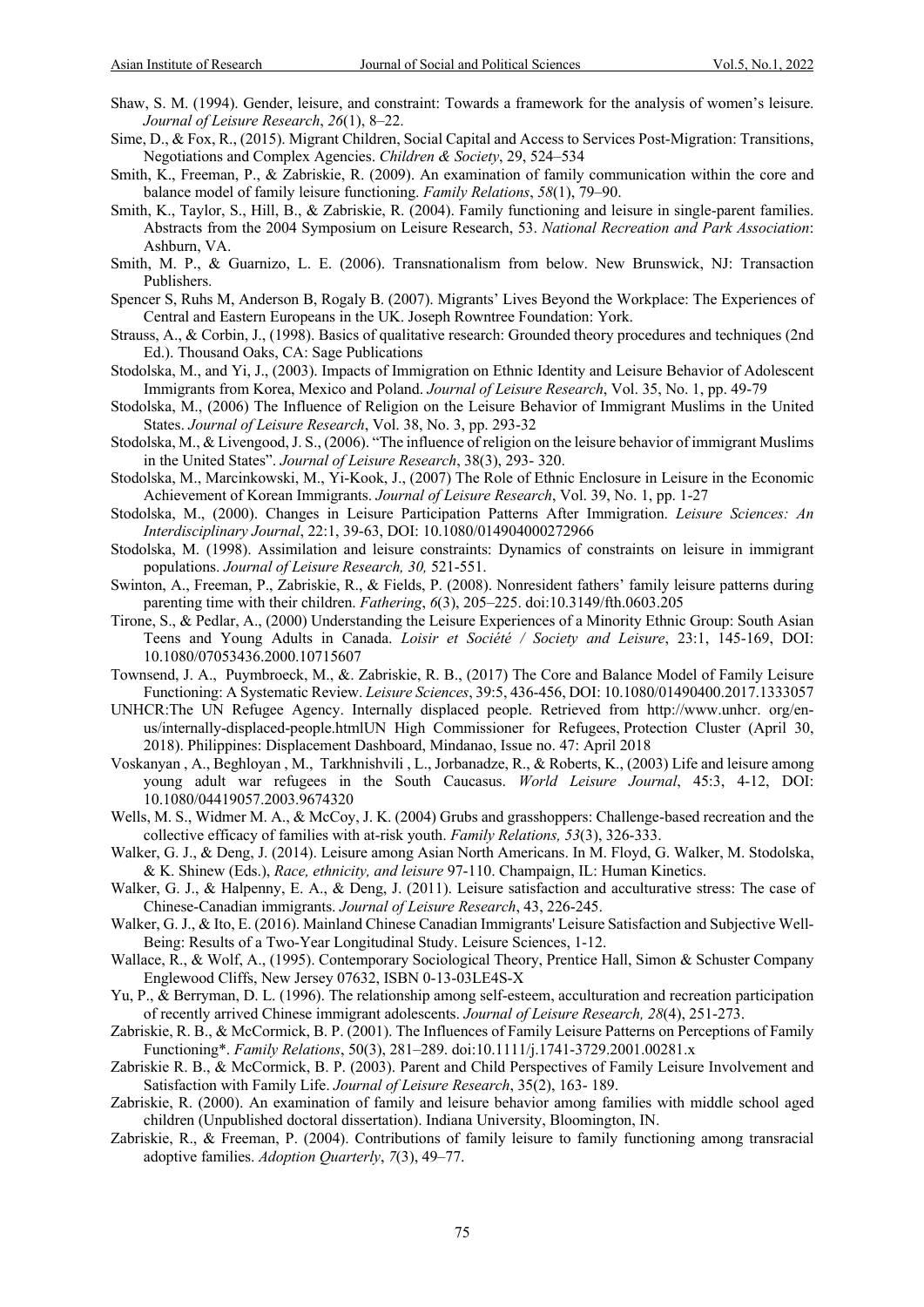Shaw, S. M. (1994). Gender, leisure, and constraint: Towards a framework for the analysis of women's leisure. *Journal of Leisure Research*, *26*(1), 8–22.

Sime, D., & Fox, R., (2015). Migrant Children, Social Capital and Access to Services Post-Migration: Transitions, Negotiations and Complex Agencies. *Children & Society*, 29, 524–534

Smith, K., Freeman, P., & Zabriskie, R. (2009). An examination of family communication within the core and balance model of family leisure functioning. *Family Relations*, *58*(1), 79–90.

Smith, K., Taylor, S., Hill, B., & Zabriskie, R. (2004). Family functioning and leisure in single-parent families. Abstracts from the 2004 Symposium on Leisure Research, 53. *National Recreation and Park Association*: Ashburn, VA.

Smith, M. P., & Guarnizo, L. E. (2006). Transnationalism from below. New Brunswick, NJ: Transaction Publishers.

Spencer S, Ruhs M, Anderson B, Rogaly B. (2007). Migrants' Lives Beyond the Workplace: The Experiences of Central and Eastern Europeans in the UK. Joseph Rowntree Foundation: York.

Strauss, A., & Corbin, J., (1998). Basics of qualitative research: Grounded theory procedures and techniques (2nd Ed.). Thousand Oaks, CA: Sage Publications

Stodolska, M., and Yi, J., (2003). Impacts of Immigration on Ethnic Identity and Leisure Behavior of Adolescent Immigrants from Korea, Mexico and Poland. *Journal of Leisure Research*, Vol. 35, No. 1, pp. 49-79

Stodolska, M., (2006) The Influence of Religion on the Leisure Behavior of Immigrant Muslims in the United States. *Journal of Leisure Research*, Vol. 38, No. 3, pp. 293-32

Stodolska, M., & Livengood, J. S., (2006). "The influence of religion on the leisure behavior of immigrant Muslims in the United States". *Journal of Leisure Research*, 38(3), 293- 320.

Stodolska, M., Marcinkowski, M., Yi-Kook, J., (2007) The Role of Ethnic Enclosure in Leisure in the Economic Achievement of Korean Immigrants. *Journal of Leisure Research*, Vol. 39, No. 1, pp. 1-27

Stodolska, M., (2000). Changes in Leisure Participation Patterns After Immigration. *Leisure Sciences: An Interdisciplinary Journal*, 22:1, 39-63, DOI: 10.1080/014904000272966

Stodolska, M. (1998). Assimilation and leisure constraints: Dynamics of constraints on leisure in immigrant populations. *Journal of Leisure Research, 30,* 521-551.

Swinton, A., Freeman, P., Zabriskie, R., & Fields, P. (2008). Nonresident fathers' family leisure patterns during parenting time with their children. *Fathering*, *6*(3), 205–225. doi:10.3149/fth.0603.205

Tirone, S., & Pedlar, A., (2000) Understanding the Leisure Experiences of a Minority Ethnic Group: South Asian Teens and Young Adults in Canada. *Loisir et Société / Society and Leisure*, 23:1, 145-169, DOI: 10.1080/07053436.2000.10715607

Townsend, J. A., Puymbroeck, M., &. Zabriskie, R. B., (2017) The Core and Balance Model of Family Leisure Functioning: A Systematic Review. *Leisure Sciences*, 39:5, 436-456, DOI: 10.1080/01490400.2017.1333057

UNHCR:The UN Refugee Agency. Internally displaced people. Retrieved from http://www.unhcr. org/en-us/internally-displaced-people.htmlUN High Commissioner for Refugees, Protection Cluster (April 30, 2018). Philippines: Displacement Dashboard, Mindanao, Issue no. 47: April 2018

Voskanyan , A., Beghloyan , M., Tarkhnishvili , L., Jorbanadze, R., & Roberts, K., (2003) Life and leisure among young adult war refugees in the South Caucasus. *World Leisure Journal*, 45:3, 4-12, DOI: 10.1080/04419057.2003.9674320

Wells, M. S., Widmer M. A., & McCoy, J. K. (2004) Grubs and grasshoppers: Challenge-based recreation and the collective efficacy of families with at-risk youth. *Family Relations, 53*(3), 326-333.

Walker, G. J., & Deng, J. (2014). Leisure among Asian North Americans. In M. Floyd, G. Walker, M. Stodolska, & K. Shinew (Eds.), *Race, ethnicity, and leisure* 97-110. Champaign, IL: Human Kinetics.

Walker, G. J., & Halpenny, E. A., & Deng, J. (2011). Leisure satisfaction and acculturative stress: The case of Chinese-Canadian immigrants. *Journal of Leisure Research*, 43, 226-245.

Walker, G. J., & Ito, E. (2016). Mainland Chinese Canadian Immigrants' Leisure Satisfaction and Subjective Well-Being: Results of a Two-Year Longitudinal Study. Leisure Sciences, 1-12.

Wallace, R., & Wolf, A., (1995). Contemporary Sociological Theory, Prentice Hall, Simon & Schuster Company Englewood Cliffs, New Jersey 07632, ISBN 0-13-03LE4S-X

Yu, P., & Berryman, D. L. (1996). The relationship among self-esteem, acculturation and recreation participation of recently arrived Chinese immigrant adolescents. *Journal of Leisure Research, 28*(4), 251-273.

Zabriskie, R. B., & McCormick, B. P. (2001). The Influences of Family Leisure Patterns on Perceptions of Family Functioning\*. *Family Relations*, 50(3), 281–289. doi:10.1111/j.1741-3729.2001.00281.x

Zabriskie R. B., & McCormick, B. P. (2003). Parent and Child Perspectives of Family Leisure Involvement and Satisfaction with Family Life. *Journal of Leisure Research*, 35(2), 163- 189.

Zabriskie, R. (2000). An examination of family and leisure behavior among families with middle school aged children (Unpublished doctoral dissertation). Indiana University, Bloomington, IN.

Zabriskie, R., & Freeman, P. (2004). Contributions of family leisure to family functioning among transracial adoptive families. *Adoption Quarterly*, *7*(3), 49–77.